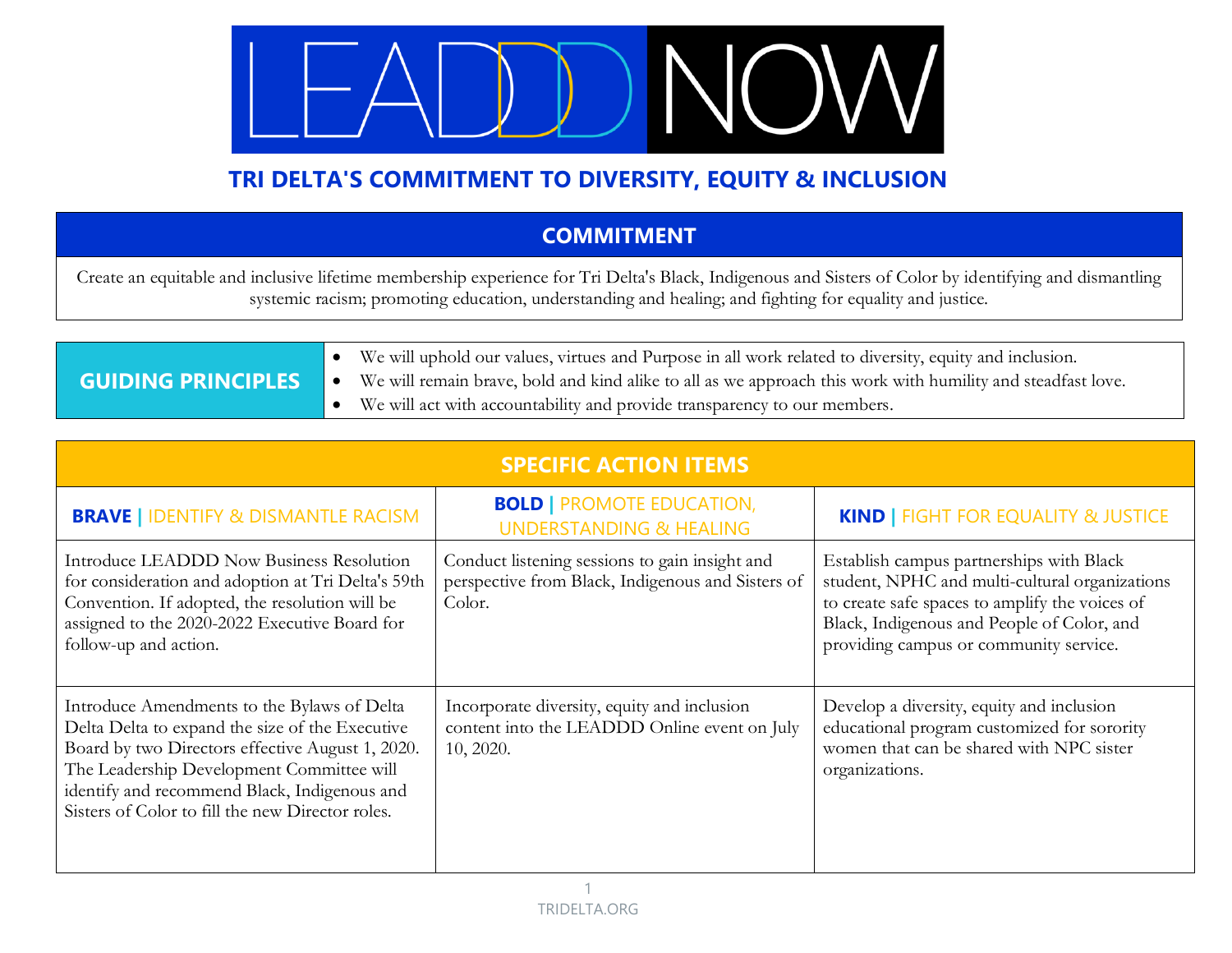# LEADDD NOW

## TRI DELTA'S COMMITMENT TO DIVERSITY, EQUITY & INCLUSION

### COMMITMENT

Create an equitable and inclusive lifetime membership experience for Tri Delta's Black, Indigenous and Sisters of Color by identifying and dismantling systemic racism; promoting education, understanding and healing; and fighting for equality and justice.

### GUIDING PRINCIPLES

- We will uphold our values, virtues and Purpose in all work related to diversity, equity and inclusion.
- We will remain brave, bold and kind alike to all as we approach this work with humility and steadfast love.
- We will act with accountability and provide transparency to our members.

### SPECIFIC ACTION ITEMS

| **BRAVE** \| IDENTIFY & DISMANTLE RACISM | **BOLD** \| PROMOTE EDUCATION, UNDERSTANDING & HEALING | **KIND** \| FIGHT FOR EQUALITY & JUSTICE |
|---|---|---|
| Introduce LEADDD Now Business Resolution for consideration and adoption at Tri Delta's 59th Convention. If adopted, the resolution will be assigned to the 2020-2022 Executive Board for follow-up and action. | Conduct listening sessions to gain insight and perspective from Black, Indigenous and Sisters of Color. | Establish campus partnerships with Black student, NPHC and multi-cultural organizations to create safe spaces to amplify the voices of Black, Indigenous and People of Color, and providing campus or community service. |
| Introduce Amendments to the Bylaws of Delta Delta Delta to expand the size of the Executive Board by two Directors effective August 1, 2020. The Leadership Development Committee will identify and recommend Black, Indigenous and Sisters of Color to fill the new Director roles. | Incorporate diversity, equity and inclusion content into the LEADDD Online event on July 10, 2020. | Develop a diversity, equity and inclusion educational program customized for sorority women that can be shared with NPC sister organizations. |

TRIDELTA.ORG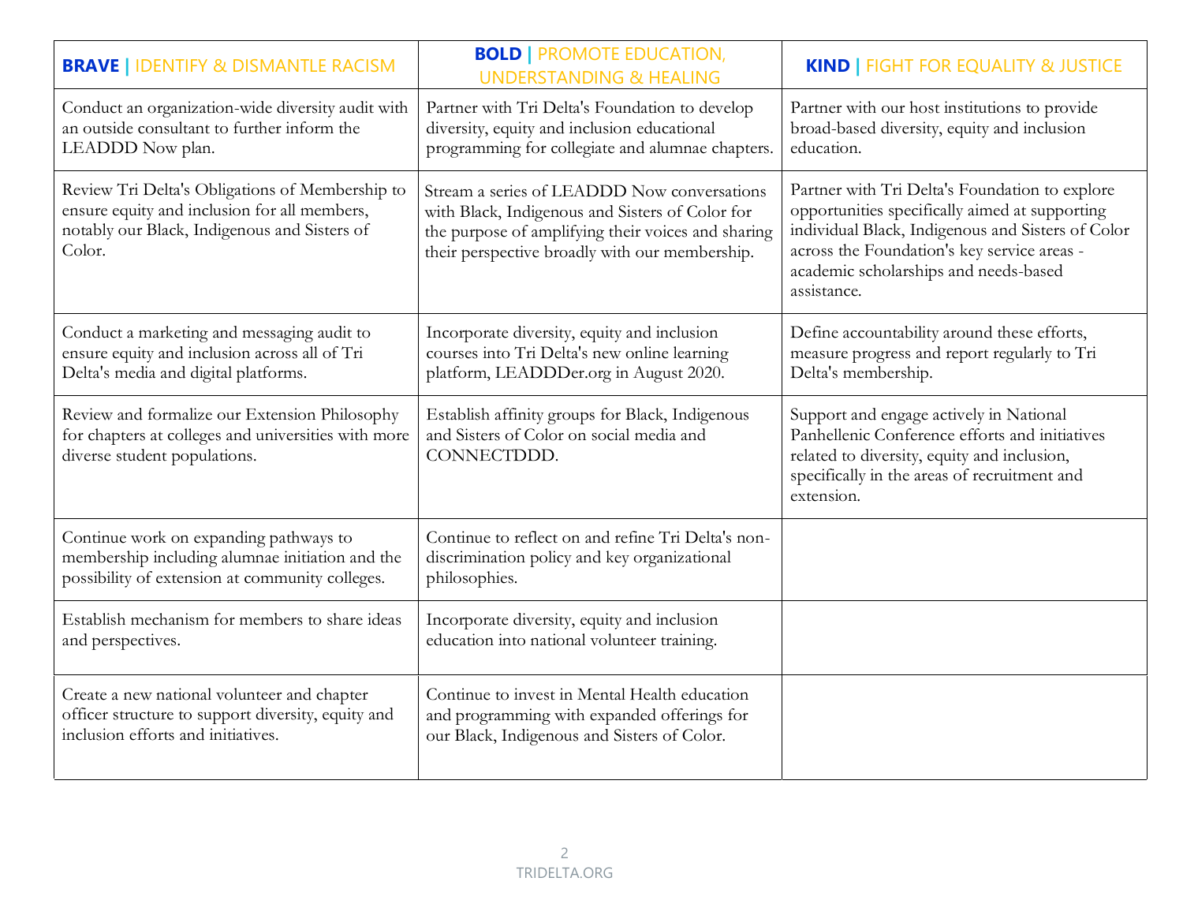| **BRAVE** \| IDENTIFY & DISMANTLE RACISM | **BOLD** \| PROMOTE EDUCATION, UNDERSTANDING & HEALING | **KIND** \| FIGHT FOR EQUALITY & JUSTICE |
|---|---|---|
| Conduct an organization-wide diversity audit with an outside consultant to further inform the LEADDD Now plan. | Partner with Tri Delta's Foundation to develop diversity, equity and inclusion educational programming for collegiate and alumnae chapters. | Partner with our host institutions to provide broad-based diversity, equity and inclusion education. |
| Review Tri Delta's Obligations of Membership to ensure equity and inclusion for all members, notably our Black, Indigenous and Sisters of Color. | Stream a series of LEADDD Now conversations with Black, Indigenous and Sisters of Color for the purpose of amplifying their voices and sharing their perspective broadly with our membership. | Partner with Tri Delta's Foundation to explore opportunities specifically aimed at supporting individual Black, Indigenous and Sisters of Color across the Foundation's key service areas - academic scholarships and needs-based assistance. |
| Conduct a marketing and messaging audit to ensure equity and inclusion across all of Tri Delta's media and digital platforms. | Incorporate diversity, equity and inclusion courses into Tri Delta's new online learning platform, LEADDDer.org in August 2020. | Define accountability around these efforts, measure progress and report regularly to Tri Delta's membership. |
| Review and formalize our Extension Philosophy for chapters at colleges and universities with more diverse student populations. | Establish affinity groups for Black, Indigenous and Sisters of Color on social media and CONNECTDDD. | Support and engage actively in National Panhellenic Conference efforts and initiatives related to diversity, equity and inclusion, specifically in the areas of recruitment and extension. |
| Continue work on expanding pathways to membership including alumnae initiation and the possibility of extension at community colleges. | Continue to reflect on and refine Tri Delta's non-discrimination policy and key organizational philosophies. | |
| Establish mechanism for members to share ideas and perspectives. | Incorporate diversity, equity and inclusion education into national volunteer training. | |
| Create a new national volunteer and chapter officer structure to support diversity, equity and inclusion efforts and initiatives. | Continue to invest in Mental Health education and programming with expanded offerings for our Black, Indigenous and Sisters of Color. | |

TRIDELTA.ORG